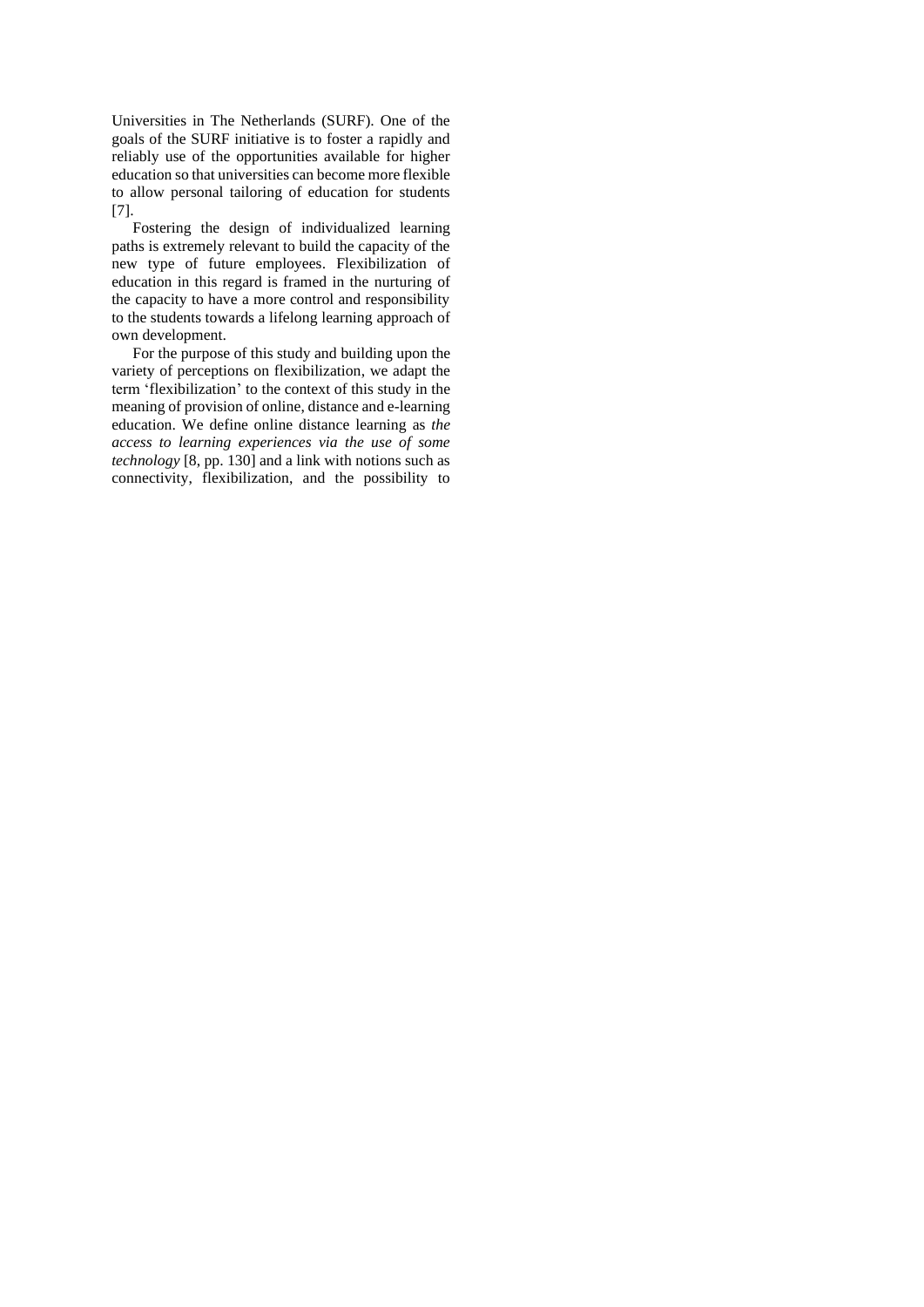Universities in The Netherlands (SURF). One of the goals of the SURF initiative is to foster a rapidly and reliably use of the opportunities available for higher education so that universities can become more flexible to allow personal tailoring of education for students [7].

Fostering the design of individualized learning paths is extremely relevant to build the capacity of the new type of future employees. Flexibilization of education in this regard is framed in the nurturing of the capacity to have a more control and responsibility to the students towards a lifelong learning approach of own development.

For the purpose of this study and building upon the variety of perceptions on flexibilization, we adapt the term 'flexibilization' to the context of this study in the meaning of provision of online, distance and e-learning education. We define online distance learning as *the access to learning experiences via the use of some technology* [8, pp. 130] and a link with notions such as connectivity, flexibilization, and the possibility to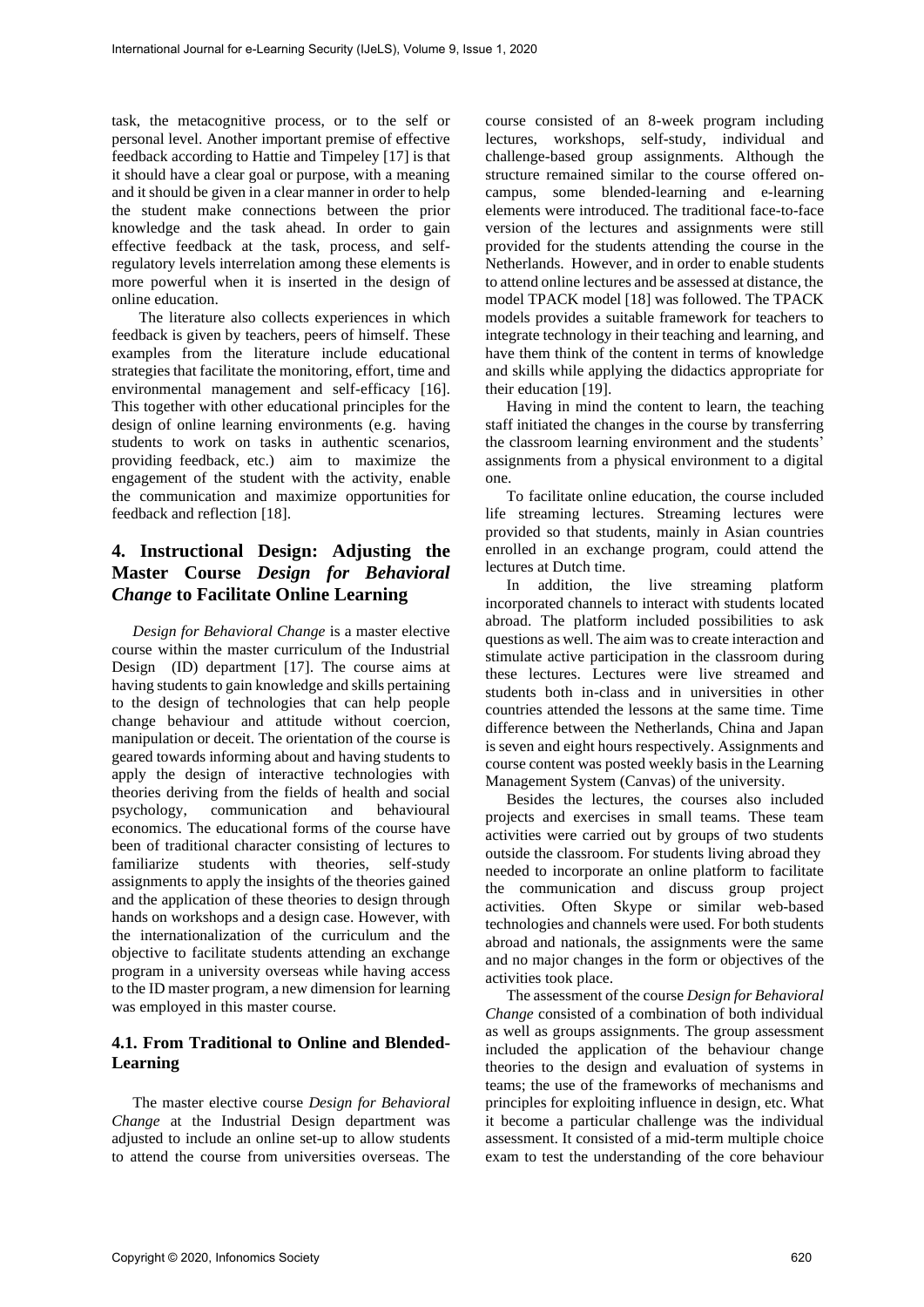task, the metacognitive process, or to the self or personal level. Another important premise of effective feedback according to Hattie and Timpeley [17] is that it should have a clear goal or purpose, with a meaning and it should be given in a clear manner in order to help the student make connections between the prior knowledge and the task ahead. In order to gain effective feedback at the task, process, and self-regulatory levels interrelation among these elements is more powerful when it is inserted in the design of online education.

The literature also collects experiences in which feedback is given by teachers, peers of himself. These examples from the literature include educational strategies that facilitate the monitoring, effort, time and environmental management and self-efficacy [16]. This together with other educational principles for the design of online learning environments (e.g. having students to work on tasks in authentic scenarios, providing feedback, etc.) aim to maximize the engagement of the student with the activity, enable the communication and maximize opportunities for feedback and reflection [18].

## 4. Instructional Design: Adjusting the Master Course *Design for Behavioral Change* to Facilitate Online Learning

*Design for Behavioral Change* is a master elective course within the master curriculum of the Industrial Design (ID) department [17]. The course aims at having students to gain knowledge and skills pertaining to the design of technologies that can help people change behaviour and attitude without coercion, manipulation or deceit. The orientation of the course is geared towards informing about and having students to apply the design of interactive technologies with theories deriving from the fields of health and social psychology, communication and behavioural economics. The educational forms of the course have been of traditional character consisting of lectures to familiarize students with theories, self-study assignments to apply the insights of the theories gained and the application of these theories to design through hands on workshops and a design case. However, with the internationalization of the curriculum and the objective to facilitate students attending an exchange program in a university overseas while having access to the ID master program, a new dimension for learning was employed in this master course.

### 4.1. From Traditional to Online and Blended-Learning

The master elective course *Design for Behavioral Change* at the Industrial Design department was adjusted to include an online set-up to allow students to attend the course from universities overseas. The course consisted of an 8-week program including lectures, workshops, self-study, individual and challenge-based group assignments. Although the structure remained similar to the course offered on-campus, some blended-learning and e-learning elements were introduced. The traditional face-to-face version of the lectures and assignments were still provided for the students attending the course in the Netherlands. However, and in order to enable students to attend online lectures and be assessed at distance, the model TPACK model [18] was followed. The TPACK models provides a suitable framework for teachers to integrate technology in their teaching and learning, and have them think of the content in terms of knowledge and skills while applying the didactics appropriate for their education [19].

Having in mind the content to learn, the teaching staff initiated the changes in the course by transferring the classroom learning environment and the students' assignments from a physical environment to a digital one.

To facilitate online education, the course included life streaming lectures. Streaming lectures were provided so that students, mainly in Asian countries enrolled in an exchange program, could attend the lectures at Dutch time.

In addition, the live streaming platform incorporated channels to interact with students located abroad. The platform included possibilities to ask questions as well. The aim was to create interaction and stimulate active participation in the classroom during these lectures. Lectures were live streamed and students both in-class and in universities in other countries attended the lessons at the same time. Time difference between the Netherlands, China and Japan is seven and eight hours respectively. Assignments and course content was posted weekly basis in the Learning Management System (Canvas) of the university.

Besides the lectures, the courses also included projects and exercises in small teams. These team activities were carried out by groups of two students outside the classroom. For students living abroad they needed to incorporate an online platform to facilitate the communication and discuss group project activities. Often Skype or similar web-based technologies and channels were used. For both students abroad and nationals, the assignments were the same and no major changes in the form or objectives of the activities took place.

The assessment of the course *Design for Behavioral Change* consisted of a combination of both individual as well as groups assignments. The group assessment included the application of the behaviour change theories to the design and evaluation of systems in teams; the use of the frameworks of mechanisms and principles for exploiting influence in design, etc. What it become a particular challenge was the individual assessment. It consisted of a mid-term multiple choice exam to test the understanding of the core behaviour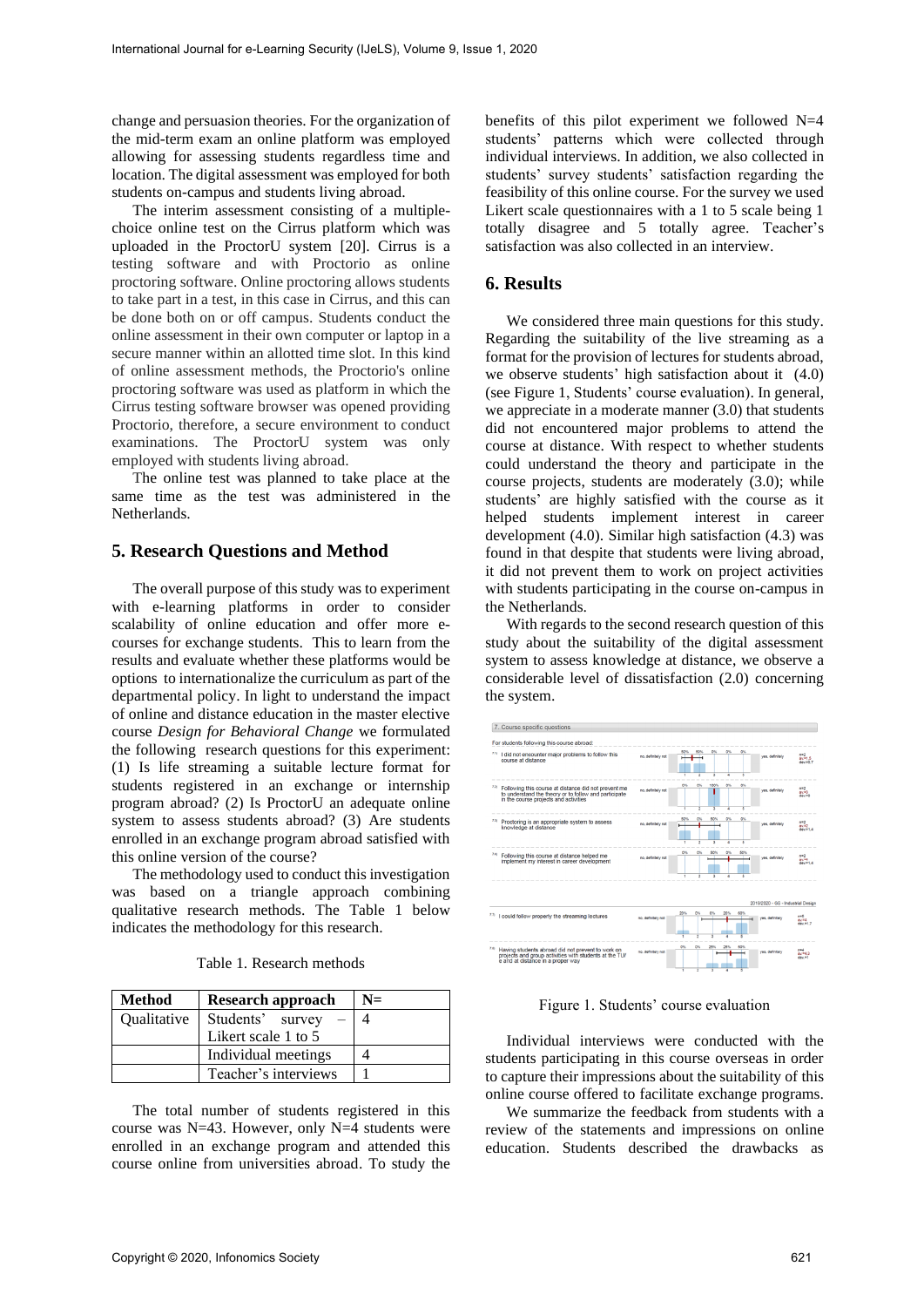change and persuasion theories. For the organization of the mid-term exam an online platform was employed allowing for assessing students regardless time and location. The digital assessment was employed for both students on-campus and students living abroad.

The interim assessment consisting of a multiple-choice online test on the Cirrus platform which was uploaded in the ProctorU system [20]. Cirrus is a testing software and with Proctorio as online proctoring software. Online proctoring allows students to take part in a test, in this case in Cirrus, and this can be done both on or off campus. Students conduct the online assessment in their own computer or laptop in a secure manner within an allotted time slot. In this kind of online assessment methods, the Proctorio's online proctoring software was used as platform in which the Cirrus testing software browser was opened providing Proctorio, therefore, a secure environment to conduct examinations. The ProctorU system was only employed with students living abroad.

The online test was planned to take place at the same time as the test was administered in the Netherlands.

## 5. Research Questions and Method

The overall purpose of this study was to experiment with e-learning platforms in order to consider scalability of online education and offer more e-courses for exchange students. This to learn from the results and evaluate whether these platforms would be options to internationalize the curriculum as part of the departmental policy. In light to understand the impact of online and distance education in the master elective course *Design for Behavioral Change* we formulated the following research questions for this experiment: (1) Is life streaming a suitable lecture format for students registered in an exchange or internship program abroad? (2) Is ProctorU an adequate online system to assess students abroad? (3) Are students enrolled in an exchange program abroad satisfied with this online version of the course?

The methodology used to conduct this investigation was based on a triangle approach combining qualitative research methods. The Table 1 below indicates the methodology for this research.

Table 1. Research methods

| Method | Research approach | N= |
|---|---|---|
| Qualitative | Students' survey – Likert scale 1 to 5 | 4 |
| | Individual meetings | 4 |
| | Teacher's interviews | 1 |

The total number of students registered in this course was N=43. However, only N=4 students were enrolled in an exchange program and attended this course online from universities abroad. To study the benefits of this pilot experiment we followed N=4 students' patterns which were collected through individual interviews. In addition, we also collected in students' survey students' satisfaction regarding the feasibility of this online course. For the survey we used Likert scale questionnaires with a 1 to 5 scale being 1 totally disagree and 5 totally agree. Teacher's satisfaction was also collected in an interview.

## 6. Results

We considered three main questions for this study. Regarding the suitability of the live streaming as a format for the provision of lectures for students abroad, we observe students' high satisfaction about it (4.0) (see Figure 1, Students' course evaluation). In general, we appreciate in a moderate manner (3.0) that students did not encountered major problems to attend the course at distance. With respect to whether students could understand the theory and participate in the course projects, students are moderately (3.0); while students' are highly satisfied with the course as it helped students implement interest in career development (4.0). Similar high satisfaction (4.3) was found in that despite that students were living abroad, it did not prevent them to work on project activities with students participating in the course on-campus in the Netherlands.

With regards to the second research question of this study about the suitability of the digital assessment system to assess knowledge at distance, we observe a considerable level of dissatisfaction (2.0) concerning the system.

Figure 1. Students' course evaluation

Individual interviews were conducted with the students participating in this course overseas in order to capture their impressions about the suitability of this online course offered to facilitate exchange programs.

We summarize the feedback from students with a review of the statements and impressions on online education. Students described the drawbacks as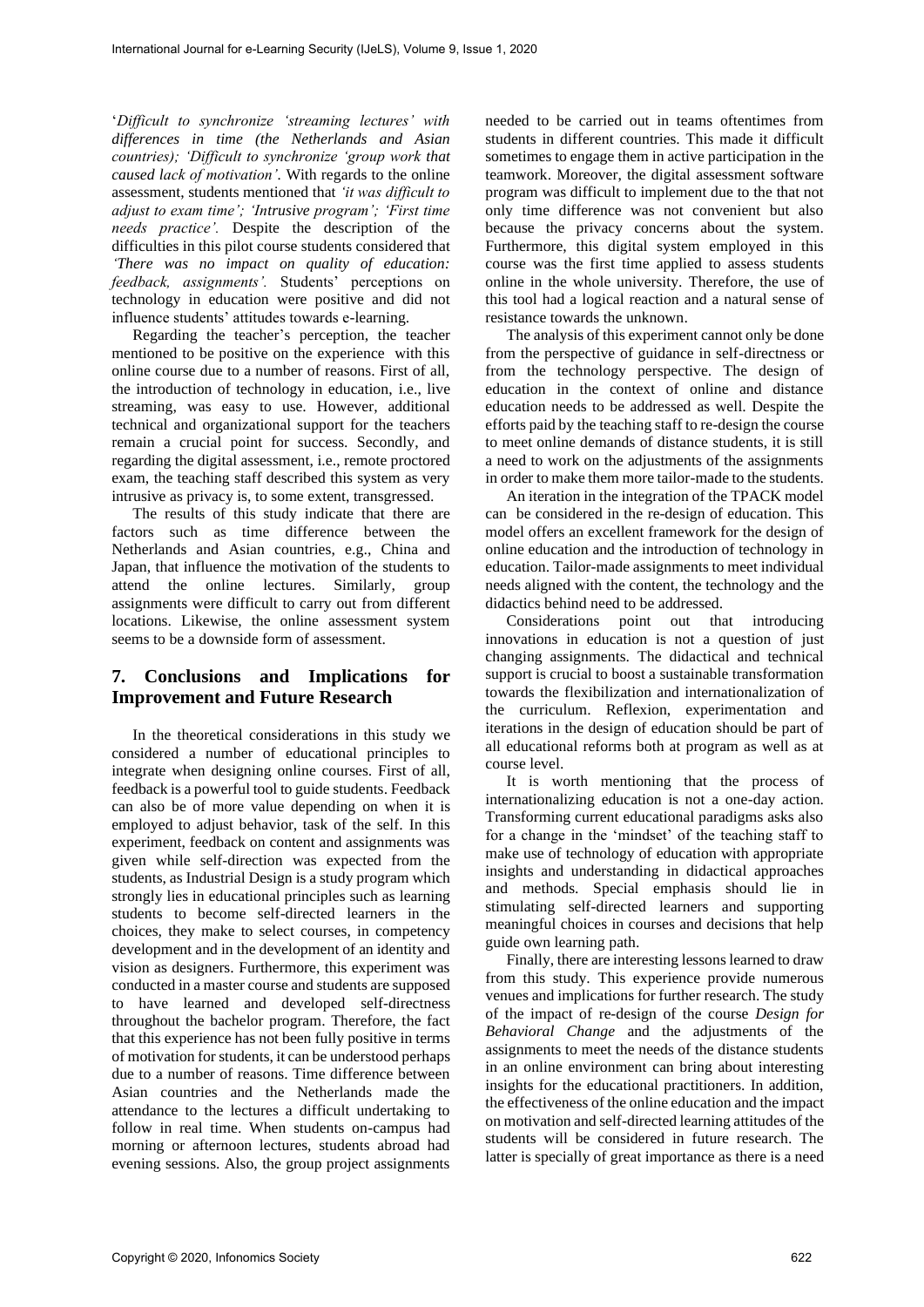'*Difficult to synchronize 'streaming lectures' with differences in time (the Netherlands and Asian countries)*; '*Difficult to synchronize 'group work that caused lack of motivation'*. With regards to the online assessment, students mentioned that *'it was difficult to adjust to exam time'*; *'Intrusive program'*; *'First time needs practice'*. Despite the description of the difficulties in this pilot course students considered that *'There was no impact on quality of education: feedback, assignments'.* Students' perceptions on technology in education were positive and did not influence students' attitudes towards e-learning.

Regarding the teacher's perception, the teacher mentioned to be positive on the experience with this online course due to a number of reasons. First of all, the introduction of technology in education, i.e., live streaming, was easy to use. However, additional technical and organizational support for the teachers remain a crucial point for success. Secondly, and regarding the digital assessment, i.e., remote proctored exam, the teaching staff described this system as very intrusive as privacy is, to some extent, transgressed.

The results of this study indicate that there are factors such as time difference between the Netherlands and Asian countries, e.g., China and Japan, that influence the motivation of the students to attend the online lectures. Similarly, group assignments were difficult to carry out from different locations. Likewise, the online assessment system seems to be a downside form of assessment.

## 7. Conclusions and Implications for Improvement and Future Research

In the theoretical considerations in this study we considered a number of educational principles to integrate when designing online courses. First of all, feedback is a powerful tool to guide students. Feedback can also be of more value depending on when it is employed to adjust behavior, task of the self. In this experiment, feedback on content and assignments was given while self-direction was expected from the students, as Industrial Design is a study program which strongly lies in educational principles such as learning students to become self-directed learners in the choices, they make to select courses, in competency development and in the development of an identity and vision as designers. Furthermore, this experiment was conducted in a master course and students are supposed to have learned and developed self-directness throughout the bachelor program. Therefore, the fact that this experience has not been fully positive in terms of motivation for students, it can be understood perhaps due to a number of reasons. Time difference between Asian countries and the Netherlands made the attendance to the lectures a difficult undertaking to follow in real time. When students on-campus had morning or afternoon lectures, students abroad had evening sessions. Also, the group project assignments needed to be carried out in teams oftentimes from students in different countries. This made it difficult sometimes to engage them in active participation in the teamwork. Moreover, the digital assessment software program was difficult to implement due to the that not only time difference was not convenient but also because the privacy concerns about the system. Furthermore, this digital system employed in this course was the first time applied to assess students online in the whole university. Therefore, the use of this tool had a logical reaction and a natural sense of resistance towards the unknown.

The analysis of this experiment cannot only be done from the perspective of guidance in self-directness or from the technology perspective. The design of education in the context of online and distance education needs to be addressed as well. Despite the efforts paid by the teaching staff to re-design the course to meet online demands of distance students, it is still a need to work on the adjustments of the assignments in order to make them more tailor-made to the students.

An iteration in the integration of the TPACK model can be considered in the re-design of education. This model offers an excellent framework for the design of online education and the introduction of technology in education. Tailor-made assignments to meet individual needs aligned with the content, the technology and the didactics behind need to be addressed.

Considerations point out that introducing innovations in education is not a question of just changing assignments. The didactical and technical support is crucial to boost a sustainable transformation towards the flexibilization and internationalization of the curriculum. Reflexion, experimentation and iterations in the design of education should be part of all educational reforms both at program as well as at course level.

It is worth mentioning that the process of internationalizing education is not a one-day action. Transforming current educational paradigms asks also for a change in the 'mindset' of the teaching staff to make use of technology of education with appropriate insights and understanding in didactical approaches and methods. Special emphasis should lie in stimulating self-directed learners and supporting meaningful choices in courses and decisions that help guide own learning path.

Finally, there are interesting lessons learned to draw from this study. This experience provide numerous venues and implications for further research. The study of the impact of re-design of the course *Design for Behavioral Change* and the adjustments of the assignments to meet the needs of the distance students in an online environment can bring about interesting insights for the educational practitioners. In addition, the effectiveness of the online education and the impact on motivation and self-directed learning attitudes of the students will be considered in future research. The latter is specially of great importance as there is a need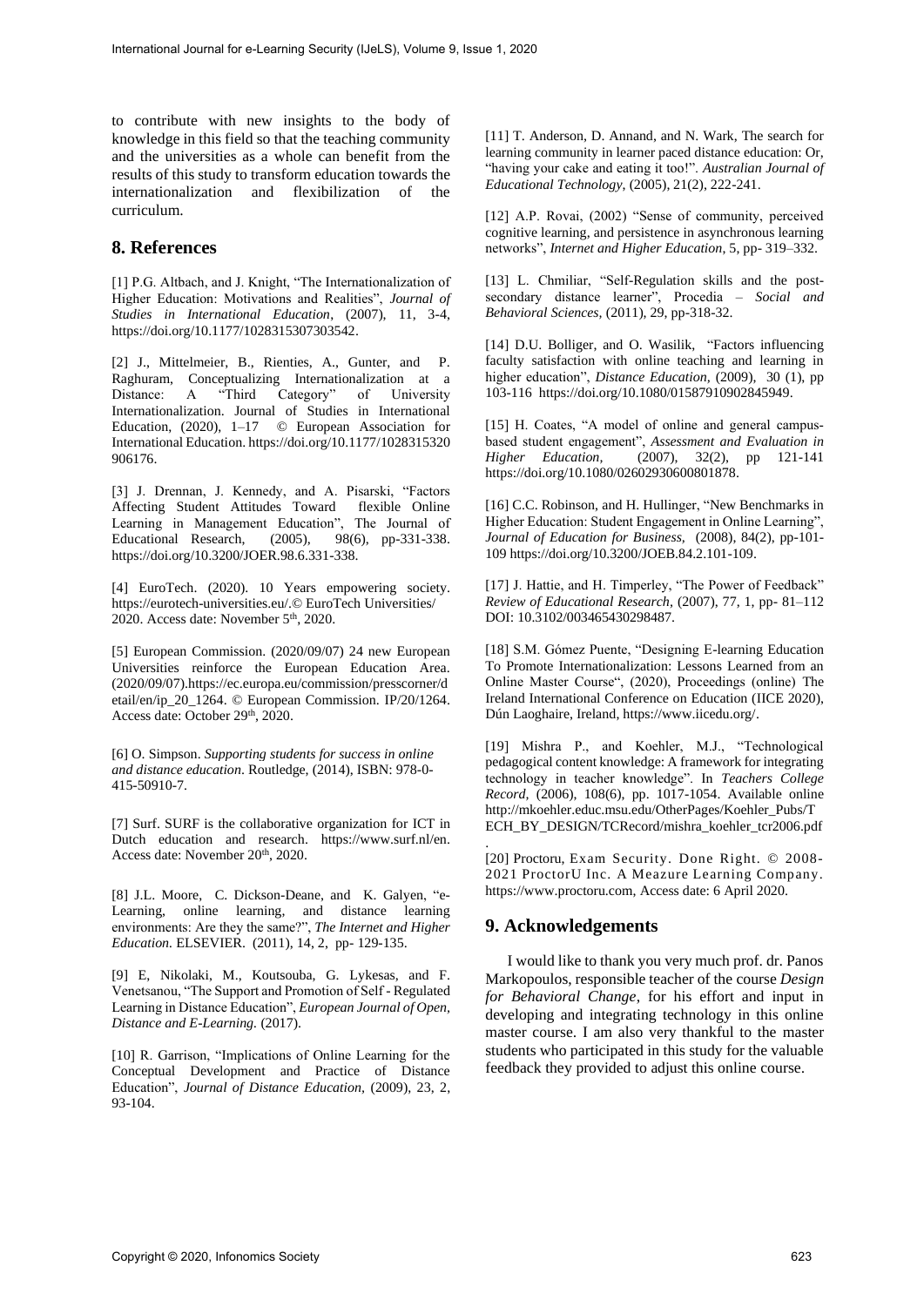to contribute with new insights to the body of knowledge in this field so that the teaching community and the universities as a whole can benefit from the results of this study to transform education towards the internationalization and flexibilization of the curriculum.

## 8. References

[1] P.G. Altbach, and J. Knight, "The Internationalization of Higher Education: Motivations and Realities", *Journal of Studies in International Education*, (2007), 11, 3-4, https://doi.org/10.1177/1028315307303542.

[2] J., Mittelmeier, B., Rienties, A., Gunter, and P. Raghuram, Conceptualizing Internationalization at a Distance: A "Third Category" of University Internationalization. Journal of Studies in International Education, (2020), 1–17 © European Association for International Education. https://doi.org/10.1177/1028315320906176.

[3] J. Drennan, J. Kennedy, and A. Pisarski, "Factors Affecting Student Attitudes Toward flexible Online Learning in Management Education", The Journal of Educational Research, (2005), 98(6), pp-331-338. https://doi.org/10.3200/JOER.98.6.331-338.

[4] EuroTech. (2020). 10 Years empowering society. https://eurotech-universities.eu/.© EuroTech Universities/ 2020. Access date: November 5th, 2020.

[5] European Commission. (2020/09/07) 24 new European Universities reinforce the European Education Area. (2020/09/07).https://ec.europa.eu/commission/presscorner/detail/en/ip_20_1264. © European Commission. IP/20/1264. Access date: October 29th, 2020.

[6] O. Simpson. *Supporting students for success in online and distance education*. Routledge, (2014), ISBN: 978-0-415-50910-7.

[7] Surf. SURF is the collaborative organization for ICT in Dutch education and research. https://www.surf.nl/en. Access date: November 20th, 2020.

[8] J.L. Moore, C. Dickson-Deane, and K. Galyen, "e-Learning, online learning, and distance learning environments: Are they the same?", *The Internet and Higher Education*. ELSEVIER. (2011), 14, 2, pp- 129-135.

[9] E, Nikolaki, M., Koutsouba, G. Lykesas, and F. Venetsanou, "The Support and Promotion of Self - Regulated Learning in Distance Education", *European Journal of Open, Distance and E-Learning.* (2017).

[10] R. Garrison, "Implications of Online Learning for the Conceptual Development and Practice of Distance Education", *Journal of Distance Education*, (2009), 23, 2, 93-104.

[11] T. Anderson, D. Annand, and N. Wark, The search for learning community in learner paced distance education: Or, "having your cake and eating it too!". *Australian Journal of Educational Technology*, (2005), 21(2), 222-241.

[12] A.P. Rovai, (2002) "Sense of community, perceived cognitive learning, and persistence in asynchronous learning networks", *Internet and Higher Education*, 5, pp- 319–332.

[13] L. Chmiliar, "Self-Regulation skills and the post-secondary distance learner", Procedia – *Social and Behavioral Sciences*, (2011), 29, pp-318-32.

[14] D.U. Bolliger, and O. Wasilik, "Factors influencing faculty satisfaction with online teaching and learning in higher education", *Distance Education*, (2009), 30 (1), pp 103-116 https://doi.org/10.1080/01587910902845949.

[15] H. Coates, "A model of online and general campus-based student engagement", *Assessment and Evaluation in Higher Education*, (2007), 32(2), pp 121-141 https://doi.org/10.1080/02602930600801878.

[16] C.C. Robinson, and H. Hullinger, "New Benchmarks in Higher Education: Student Engagement in Online Learning", *Journal of Education for Business*, (2008), 84(2), pp-101-109 https://doi.org/10.3200/JOEB.84.2.101-109.

[17] J. Hattie, and H. Timperley, "The Power of Feedback" *Review of Educational Research*, (2007), 77, 1, pp- 81–112 DOI: 10.3102/003465430298487.

[18] S.M. Gómez Puente, "Designing E-learning Education To Promote Internationalization: Lessons Learned from an Online Master Course", (2020), Proceedings (online) The Ireland International Conference on Education (IICE 2020), Dún Laoghaire, Ireland, https://www.iicedu.org/.

[19] Mishra P., and Koehler, M.J., "Technological pedagogical content knowledge: A framework for integrating technology in teacher knowledge". In *Teachers College Record*, (2006), 108(6), pp. 1017-1054. Available online http://mkoehler.educ.msu.edu/OtherPages/Koehler_Pubs/TECH_BY_DESIGN/TCRecord/mishra_koehler_tcr2006.pdf.

[20] Proctoru, Exam Security. Done Right. © 2008-2021 ProctorU Inc. A Meazure Learning Company. https://www.proctoru.com, Access date: 6 April 2020.

## 9. Acknowledgements

I would like to thank you very much prof. dr. Panos Markopoulos, responsible teacher of the course *Design for Behavioral Change*, for his effort and input in developing and integrating technology in this online master course. I am also very thankful to the master students who participated in this study for the valuable feedback they provided to adjust this online course.